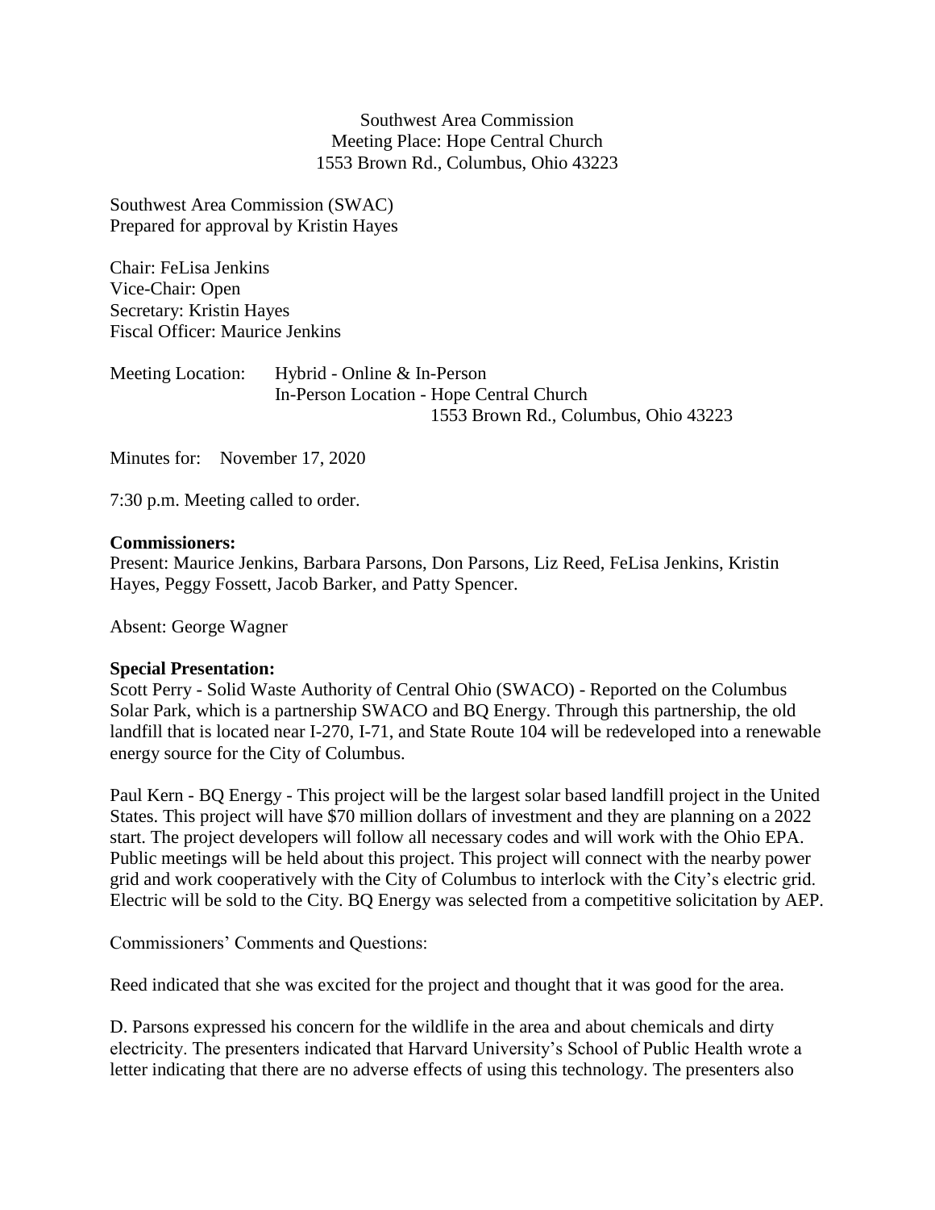Southwest Area Commission
Meeting Place: Hope Central Church
1553 Brown Rd., Columbus, Ohio 43223

Southwest Area Commission (SWAC)
Prepared for approval by Kristin Hayes

Chair: FeLisa Jenkins
Vice-Chair: Open
Secretary: Kristin Hayes
Fiscal Officer: Maurice Jenkins

Meeting Location: Hybrid - Online & In-Person
In-Person Location - Hope Central Church
1553 Brown Rd., Columbus, Ohio 43223

Minutes for: November 17, 2020

7:30 p.m. Meeting called to order.

**Commissioners:**
Present: Maurice Jenkins, Barbara Parsons, Don Parsons, Liz Reed, FeLisa Jenkins, Kristin Hayes, Peggy Fossett, Jacob Barker, and Patty Spencer.

Absent: George Wagner

**Special Presentation:**
Scott Perry - Solid Waste Authority of Central Ohio (SWACO) - Reported on the Columbus Solar Park, which is a partnership SWACO and BQ Energy. Through this partnership, the old landfill that is located near I-270, I-71, and State Route 104 will be redeveloped into a renewable energy source for the City of Columbus.

Paul Kern - BQ Energy - This project will be the largest solar based landfill project in the United States. This project will have $70 million dollars of investment and they are planning on a 2022 start. The project developers will follow all necessary codes and will work with the Ohio EPA. Public meetings will be held about this project. This project will connect with the nearby power grid and work cooperatively with the City of Columbus to interlock with the City's electric grid. Electric will be sold to the City. BQ Energy was selected from a competitive solicitation by AEP.

Commissioners' Comments and Questions:

Reed indicated that she was excited for the project and thought that it was good for the area.

D. Parsons expressed his concern for the wildlife in the area and about chemicals and dirty electricity. The presenters indicated that Harvard University's School of Public Health wrote a letter indicating that there are no adverse effects of using this technology. The presenters also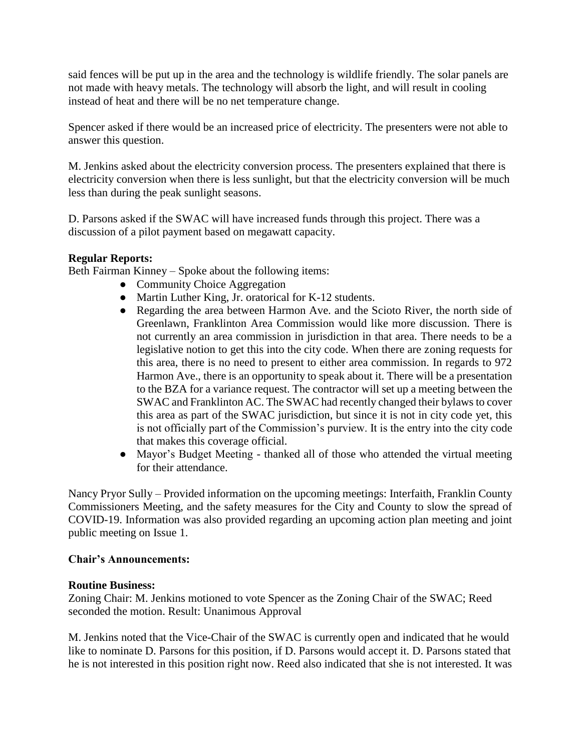said fences will be put up in the area and the technology is wildlife friendly. The solar panels are not made with heavy metals. The technology will absorb the light, and will result in cooling instead of heat and there will be no net temperature change.

Spencer asked if there would be an increased price of electricity. The presenters were not able to answer this question.

M. Jenkins asked about the electricity conversion process. The presenters explained that there is electricity conversion when there is less sunlight, but that the electricity conversion will be much less than during the peak sunlight seasons.

D. Parsons asked if the SWAC will have increased funds through this project. There was a discussion of a pilot payment based on megawatt capacity.

**Regular Reports:**

Beth Fairman Kinney – Spoke about the following items:

- Community Choice Aggregation
- Martin Luther King, Jr. oratorical for K-12 students.
- Regarding the area between Harmon Ave. and the Scioto River, the north side of Greenlawn, Franklinton Area Commission would like more discussion. There is not currently an area commission in jurisdiction in that area. There needs to be a legislative notion to get this into the city code. When there are zoning requests for this area, there is no need to present to either area commission. In regards to 972 Harmon Ave., there is an opportunity to speak about it. There will be a presentation to the BZA for a variance request. The contractor will set up a meeting between the SWAC and Franklinton AC. The SWAC had recently changed their bylaws to cover this area as part of the SWAC jurisdiction, but since it is not in city code yet, this is not officially part of the Commission's purview. It is the entry into the city code that makes this coverage official.
- Mayor's Budget Meeting - thanked all of those who attended the virtual meeting for their attendance.

Nancy Pryor Sully – Provided information on the upcoming meetings: Interfaith, Franklin County Commissioners Meeting, and the safety measures for the City and County to slow the spread of COVID-19. Information was also provided regarding an upcoming action plan meeting and joint public meeting on Issue 1.

**Chair's Announcements:**

**Routine Business:**

Zoning Chair: M. Jenkins motioned to vote Spencer as the Zoning Chair of the SWAC; Reed seconded the motion. Result: Unanimous Approval

M. Jenkins noted that the Vice-Chair of the SWAC is currently open and indicated that he would like to nominate D. Parsons for this position, if D. Parsons would accept it. D. Parsons stated that he is not interested in this position right now. Reed also indicated that she is not interested. It was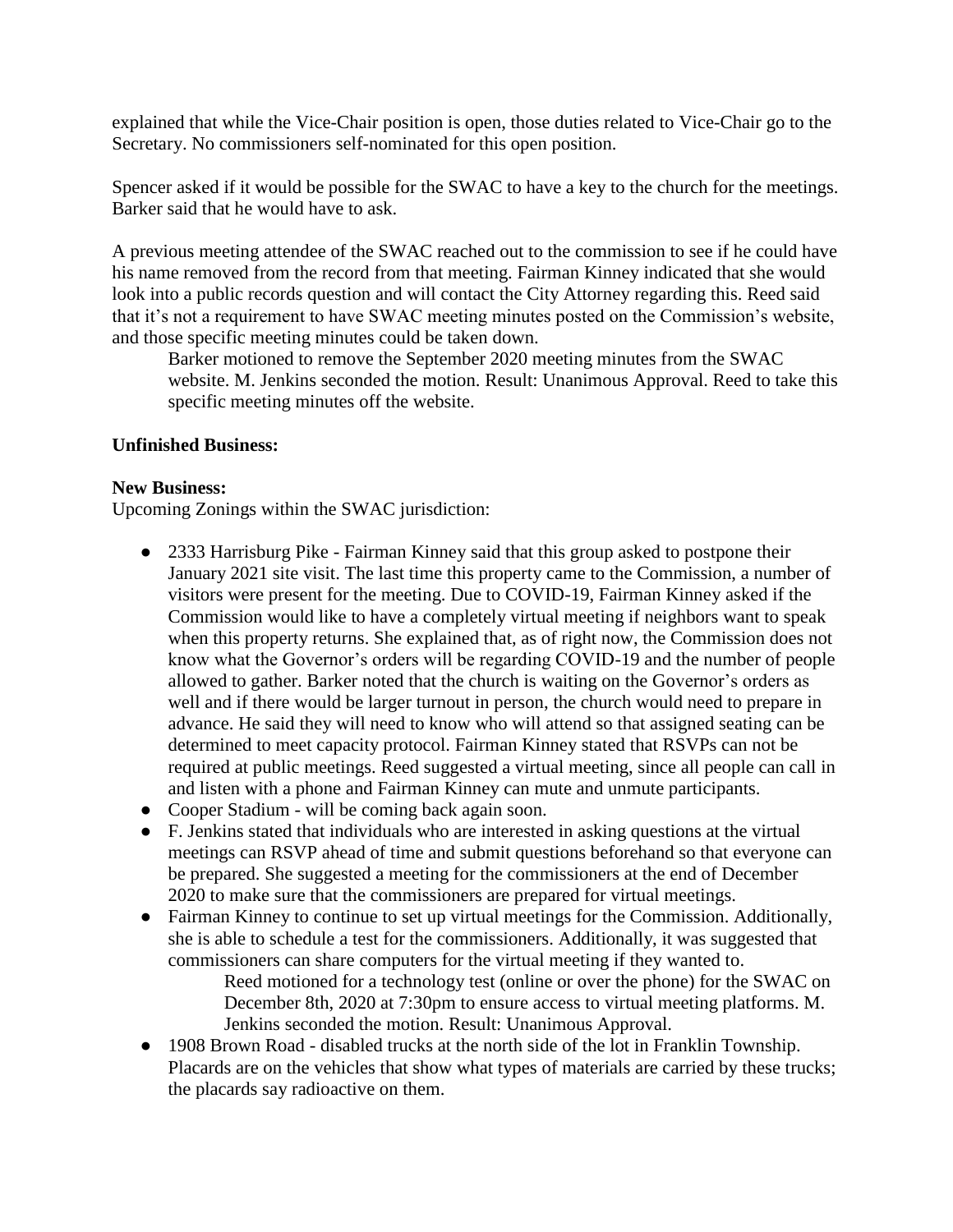explained that while the Vice-Chair position is open, those duties related to Vice-Chair go to the Secretary. No commissioners self-nominated for this open position.

Spencer asked if it would be possible for the SWAC to have a key to the church for the meetings. Barker said that he would have to ask.

A previous meeting attendee of the SWAC reached out to the commission to see if he could have his name removed from the record from that meeting. Fairman Kinney indicated that she would look into a public records question and will contact the City Attorney regarding this. Reed said that it's not a requirement to have SWAC meeting minutes posted on the Commission's website, and those specific meeting minutes could be taken down.

> Barker motioned to remove the September 2020 meeting minutes from the SWAC website. M. Jenkins seconded the motion. Result: Unanimous Approval. Reed to take this specific meeting minutes off the website.

**Unfinished Business:**

**New Business:**

Upcoming Zonings within the SWAC jurisdiction:

- 2333 Harrisburg Pike - Fairman Kinney said that this group asked to postpone their January 2021 site visit. The last time this property came to the Commission, a number of visitors were present for the meeting. Due to COVID-19, Fairman Kinney asked if the Commission would like to have a completely virtual meeting if neighbors want to speak when this property returns. She explained that, as of right now, the Commission does not know what the Governor's orders will be regarding COVID-19 and the number of people allowed to gather. Barker noted that the church is waiting on the Governor's orders as well and if there would be larger turnout in person, the church would need to prepare in advance. He said they will need to know who will attend so that assigned seating can be determined to meet capacity protocol. Fairman Kinney stated that RSVPs can not be required at public meetings. Reed suggested a virtual meeting, since all people can call in and listen with a phone and Fairman Kinney can mute and unmute participants.
- Cooper Stadium - will be coming back again soon.
- F. Jenkins stated that individuals who are interested in asking questions at the virtual meetings can RSVP ahead of time and submit questions beforehand so that everyone can be prepared. She suggested a meeting for the commissioners at the end of December 2020 to make sure that the commissioners are prepared for virtual meetings.
- Fairman Kinney to continue to set up virtual meetings for the Commission. Additionally, she is able to schedule a test for the commissioners. Additionally, it was suggested that commissioners can share computers for the virtual meeting if they wanted to.

  > Reed motioned for a technology test (online or over the phone) for the SWAC on December 8th, 2020 at 7:30pm to ensure access to virtual meeting platforms. M. Jenkins seconded the motion. Result: Unanimous Approval.

- 1908 Brown Road - disabled trucks at the north side of the lot in Franklin Township. Placards are on the vehicles that show what types of materials are carried by these trucks; the placards say radioactive on them.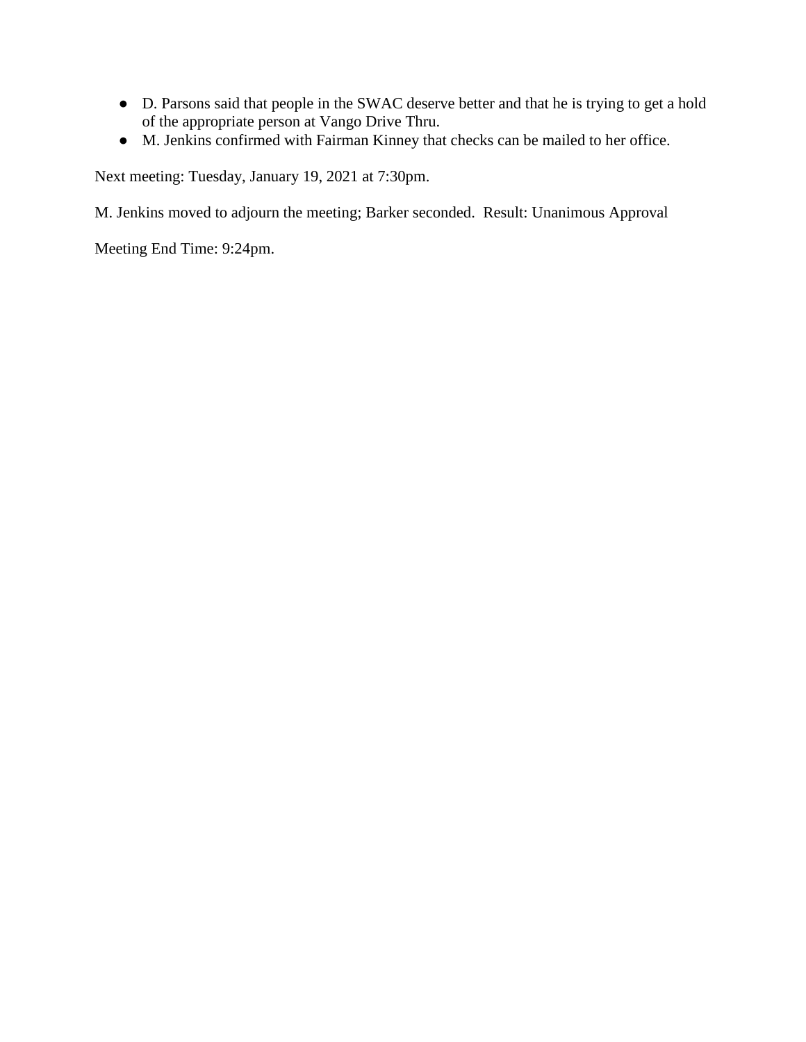- D. Parsons said that people in the SWAC deserve better and that he is trying to get a hold of the appropriate person at Vango Drive Thru.
- M. Jenkins confirmed with Fairman Kinney that checks can be mailed to her office.

Next meeting: Tuesday, January 19, 2021 at 7:30pm.

M. Jenkins moved to adjourn the meeting; Barker seconded. Result: Unanimous Approval

Meeting End Time: 9:24pm.